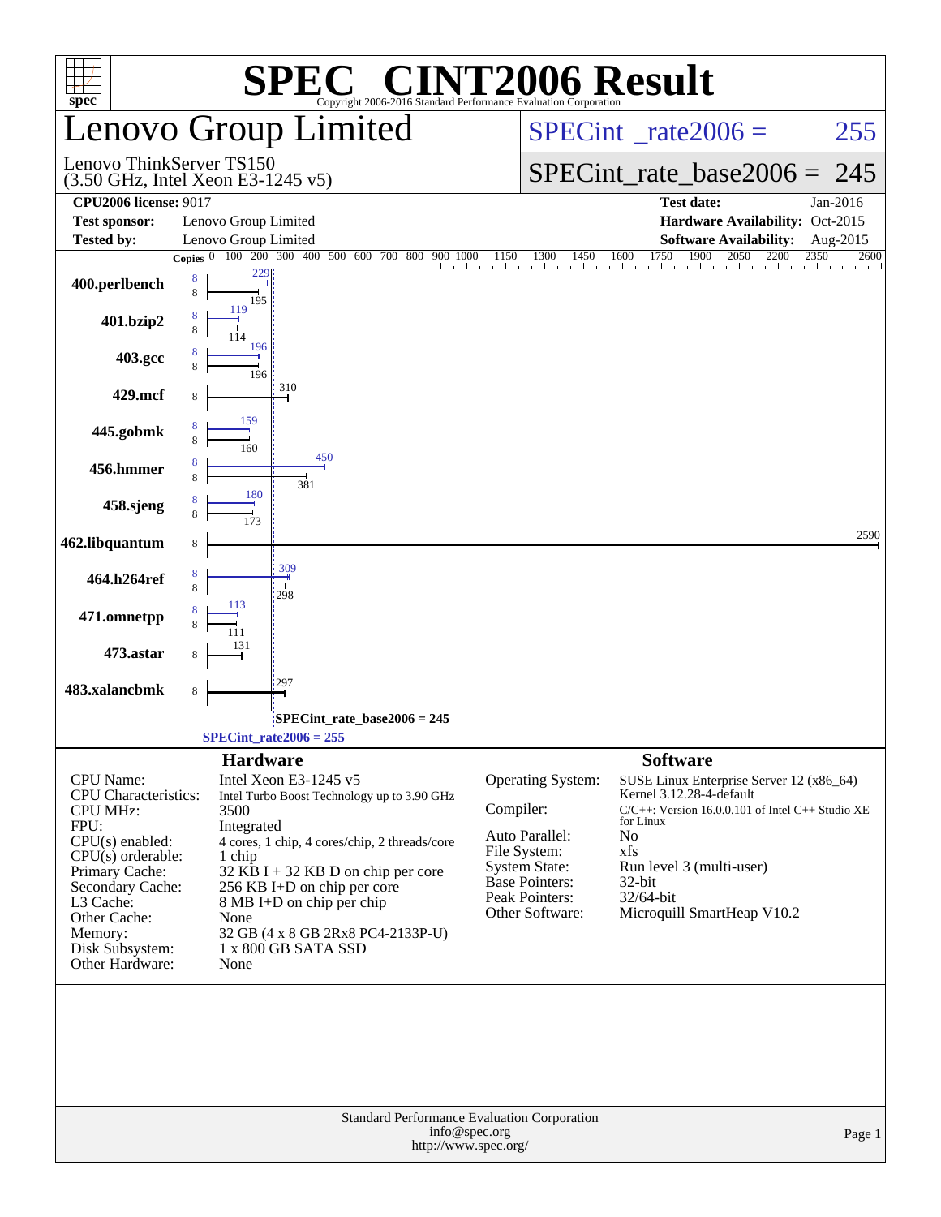# SPEC® CINT2006 Result

Copyright 2006-2016 Standard Performance Evaluation Corporation

## Lenovo Group Limited

Lenovo ThinkServer TS150
(3.50 GHz, Intel Xeon E3-1245 v5)

SPECint_rate2006 = 255

SPECint_rate_base2006 = 245

**CPU2006 license:** 9017

**Test sponsor:** Lenovo Group Limited

**Tested by:** Lenovo Group Limited

**Test date:** Jan-2016

**Hardware Availability:** Oct-2015

**Software Availability:** Aug-2015

| Benchmark | Copies (peak) | Copies (base) | Peak | Base |
|---|---|---|---|---|
| 400.perlbench | 8 | 8 | 229 | 195 |
| 401.bzip2 | 8 | 8 | 119 | 114 |
| 403.gcc | 8 | 8 | 196 | 196 |
| 429.mcf | | 8 | | 310 |
| 445.gobmk | 8 | 8 | 159 | 160 |
| 456.hmmer | 8 | 8 | 450 | 381 |
| 458.sjeng | 8 | 8 | 180 | 173 |
| 462.libquantum | | 8 | | 2590 |
| 464.h264ref | 8 | 8 | 309 | 298 |
| 471.omnetpp | 8 | 8 | 113 | 111 |
| 473.astar | | 8 | | 131 |
| 483.xalancbmk | | 8 | | 297 |

SPECint_rate_base2006 = 245

SPECint_rate2006 = 255

## Hardware

| | |
|---|---|
| CPU Name: | Intel Xeon E3-1245 v5 |
| CPU Characteristics: | Intel Turbo Boost Technology up to 3.90 GHz |
| CPU MHz: | 3500 |
| FPU: | Integrated |
| CPU(s) enabled: | 4 cores, 1 chip, 4 cores/chip, 2 threads/core |
| CPU(s) orderable: | 1 chip |
| Primary Cache: | 32 KB I + 32 KB D on chip per core |
| Secondary Cache: | 256 KB I+D on chip per core |
| L3 Cache: | 8 MB I+D on chip per chip |
| Other Cache: | None |
| Memory: | 32 GB (4 x 8 GB 2Rx8 PC4-2133P-U) |
| Disk Subsystem: | 1 x 800 GB SATA SSD |
| Other Hardware: | None |

## Software

| | |
|---|---|
| Operating System: | SUSE Linux Enterprise Server 12 (x86_64) Kernel 3.12.28-4-default |
| Compiler: | C/C++: Version 16.0.0.101 of Intel C++ Studio XE for Linux |
| Auto Parallel: | No |
| File System: | xfs |
| System State: | Run level 3 (multi-user) |
| Base Pointers: | 32-bit |
| Peak Pointers: | 32/64-bit |
| Other Software: | Microquill SmartHeap V10.2 |

Standard Performance Evaluation Corporation
info@spec.org
http://www.spec.org/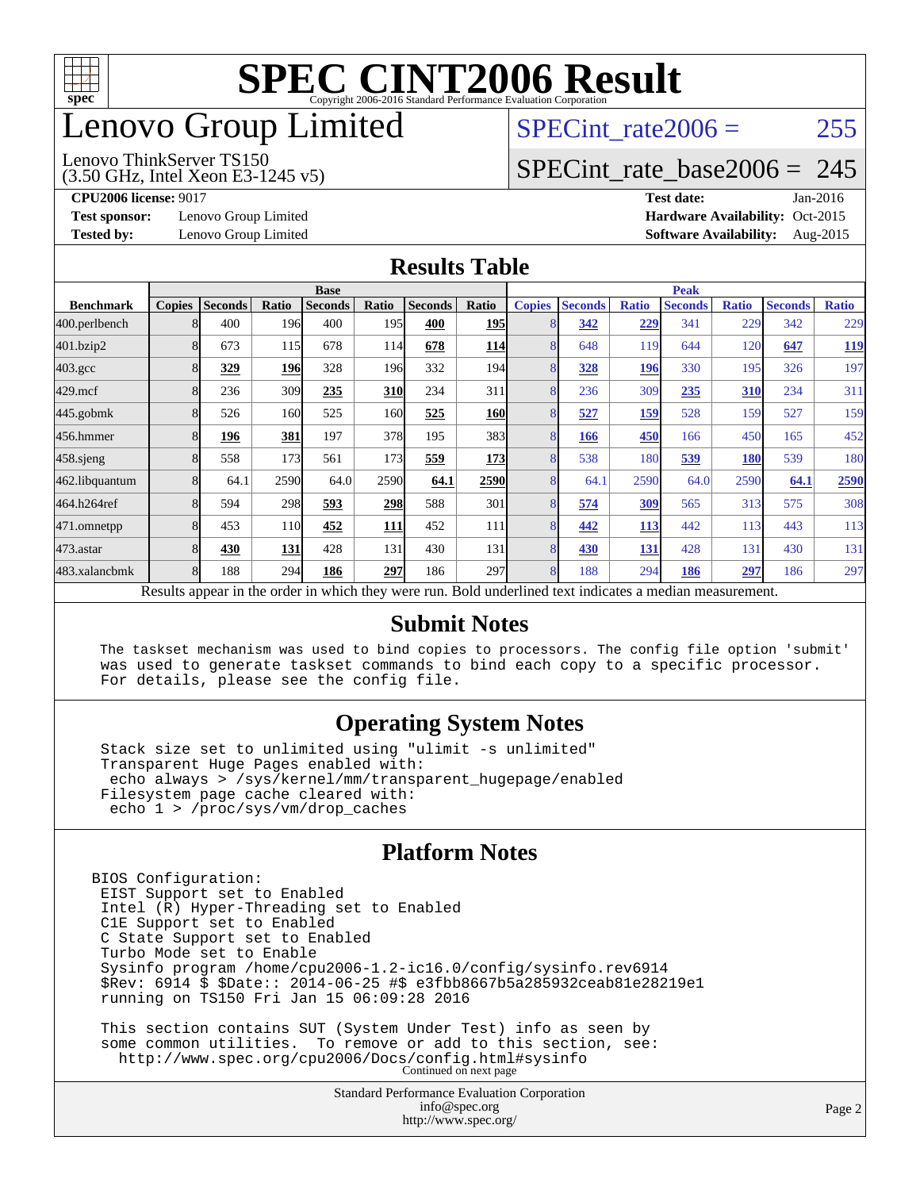# SPEC CINT2006 Result

Copyright 2006-2016 Standard Performance Evaluation Corporation

# Lenovo Group Limited

Lenovo ThinkServer TS150
(3.50 GHz, Intel Xeon E3-1245 v5)

SPECint_rate2006 = 255

SPECint_rate_base2006 = 245

**CPU2006 license:** 9017
**Test sponsor:** Lenovo Group Limited
**Tested by:** Lenovo Group Limited

**Test date:** Jan-2016
**Hardware Availability:** Oct-2015
**Software Availability:** Aug-2015

## Results Table

| Benchmark | Base | | | | | | | Peak | | | | | | |
|---|---|---|---|---|---|---|---|---|---|---|---|---|---|---|
| | Copies | Seconds | Ratio | Seconds | Ratio | Seconds | Ratio | Copies | Seconds | Ratio | Seconds | Ratio | Seconds | Ratio |
| 400.perlbench | 8 | 400 | 196 | 400 | 195 | **400** | **195** | 8 | **342** | **229** | 341 | 229 | 342 | 229 |
| 401.bzip2 | 8 | 673 | 115 | 678 | 114 | **678** | **114** | 8 | 648 | 119 | 644 | 120 | **647** | **119** |
| 403.gcc | 8 | **329** | **196** | 328 | 196 | 332 | 194 | 8 | **328** | **196** | 330 | 195 | 326 | 197 |
| 429.mcf | 8 | 236 | 309 | **235** | **310** | 234 | 311 | 8 | 236 | 309 | **235** | **310** | 234 | 311 |
| 445.gobmk | 8 | 526 | 160 | 525 | 160 | **525** | **160** | 8 | **527** | **159** | 528 | 159 | 527 | 159 |
| 456.hmmer | 8 | **196** | **381** | 197 | 378 | 195 | 383 | 8 | **166** | **450** | 166 | 450 | 165 | 452 |
| 458.sjeng | 8 | 558 | 173 | 561 | 173 | **559** | **173** | 8 | 538 | 180 | **539** | **180** | 539 | 180 |
| 462.libquantum | 8 | 64.1 | 2590 | 64.0 | 2590 | **64.1** | **2590** | 8 | 64.1 | 2590 | 64.0 | 2590 | **64.1** | **2590** |
| 464.h264ref | 8 | 594 | 298 | **593** | **298** | 588 | 301 | 8 | **574** | **309** | 565 | 313 | 575 | 308 |
| 471.omnetpp | 8 | 453 | 110 | **452** | **111** | 452 | 111 | 8 | **442** | **113** | 442 | 113 | 443 | 113 |
| 473.astar | 8 | **430** | **131** | 428 | 131 | 430 | 131 | 8 | **430** | **131** | 428 | 131 | 430 | 131 |
| 483.xalancbmk | 8 | 188 | 294 | **186** | **297** | 186 | 297 | 8 | 188 | 294 | **186** | **297** | 186 | 297 |

Results appear in the order in which they were run. Bold underlined text indicates a median measurement.

## Submit Notes

```
The taskset mechanism was used to bind copies to processors. The config file option 'submit'
was used to generate taskset commands to bind each copy to a specific processor.
For details, please see the config file.
```

## Operating System Notes

```
Stack size set to unlimited using "ulimit -s unlimited"
Transparent Huge Pages enabled with:
 echo always > /sys/kernel/mm/transparent_hugepage/enabled
Filesystem page cache cleared with:
 echo 1 > /proc/sys/vm/drop_caches
```

## Platform Notes

```
BIOS Configuration:
 EIST Support set to Enabled
 Intel (R) Hyper-Threading set to Enabled
 C1E Support set to Enabled
 C State Support set to Enabled
 Turbo Mode set to Enable
 Sysinfo program /home/cpu2006-1.2-ic16.0/config/sysinfo.rev6914
 $Rev: 6914 $ $Date:: 2014-06-25 #$ e3fbb8667b5a285932ceab81e28219e1
 running on TS150 Fri Jan 15 06:09:28 2016

 This section contains SUT (System Under Test) info as seen by
 some common utilities.  To remove or add to this section, see:
   http://www.spec.org/cpu2006/Docs/config.html#sysinfo
```

Continued on next page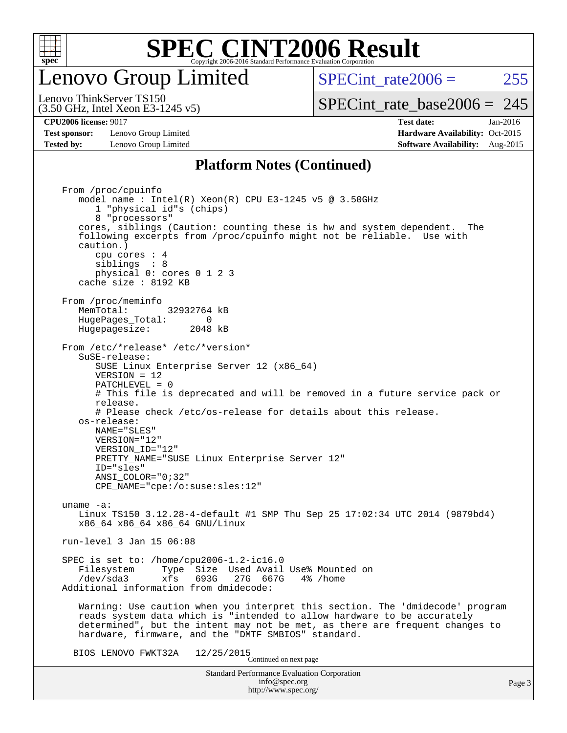## Platform Notes (Continued)

```
From /proc/cpuinfo
   model name : Intel(R) Xeon(R) CPU E3-1245 v5 @ 3.50GHz
      1 "physical id"s (chips)
      8 "processors"
   cores, siblings (Caution: counting these is hw and system dependent.  The
   following excerpts from /proc/cpuinfo might not be reliable.  Use with
   caution.)
      cpu cores : 4
      siblings  : 8
      physical 0: cores 0 1 2 3
   cache size : 8192 KB

From /proc/meminfo
   MemTotal:       32932764 kB
   HugePages_Total:       0
   Hugepagesize:       2048 kB

From /etc/*release* /etc/*version*
   SuSE-release:
      SUSE Linux Enterprise Server 12 (x86_64)
      VERSION = 12
      PATCHLEVEL = 0
      # This file is deprecated and will be removed in a future service pack or
      release.
      # Please check /etc/os-release for details about this release.
   os-release:
      NAME="SLES"
      VERSION="12"
      VERSION_ID="12"
      PRETTY_NAME="SUSE Linux Enterprise Server 12"
      ID="sles"
      ANSI_COLOR="0;32"
      CPE_NAME="cpe:/o:suse:sles:12"

uname -a:
   Linux TS150 3.12.28-4-default #1 SMP Thu Sep 25 17:02:34 UTC 2014 (9879bd4)
   x86_64 x86_64 x86_64 GNU/Linux

run-level 3 Jan 15 06:08

SPEC is set to: /home/cpu2006-1.2-ic16.0
   Filesystem     Type  Size  Used Avail Use% Mounted on
   /dev/sda3      xfs   693G   27G  667G   4% /home
Additional information from dmidecode:

   Warning: Use caution when you interpret this section. The 'dmidecode' program
   reads system data which is "intended to allow hardware to be accurately
   determined", but the intent may not be met, as there are frequent changes to
   hardware, firmware, and the "DMTF SMBIOS" standard.

  BIOS LENOVO FWKT32A   12/25/2015
```

Continued on next page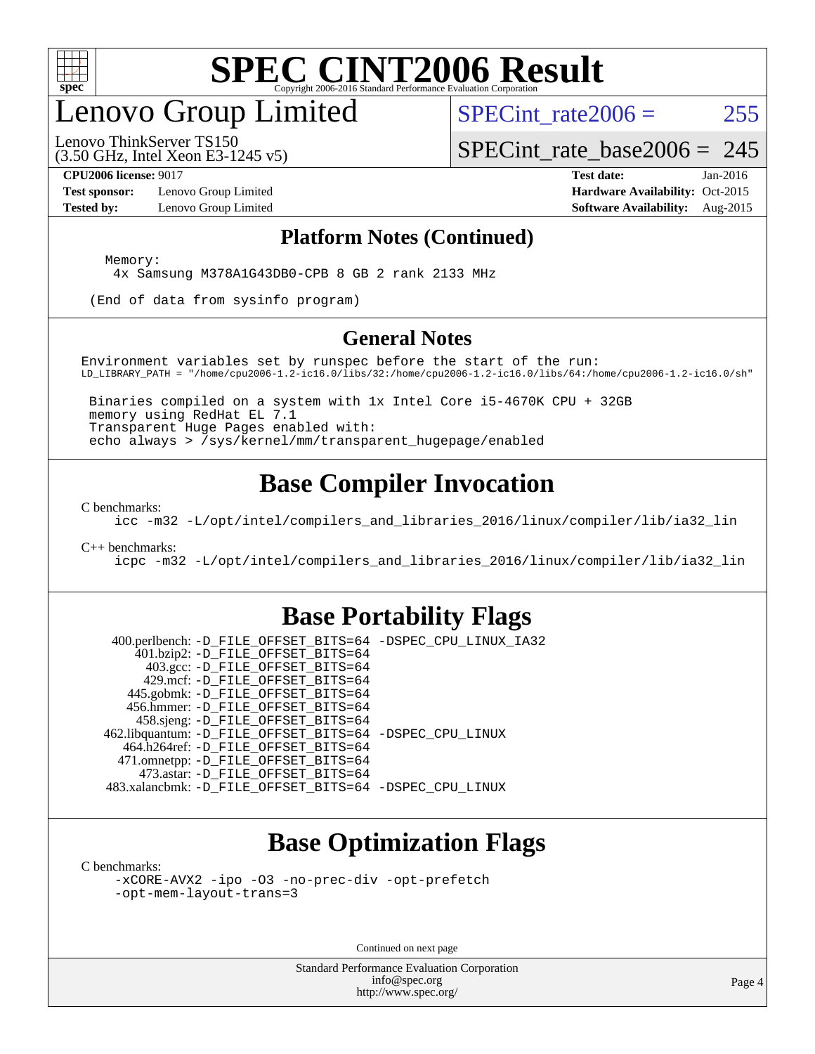# Lenovo Group Limited

Lenovo ThinkServer TS150
(3.50 GHz, Intel Xeon E3-1245 v5)

SPECint_rate2006 = 255

SPECint_rate_base2006 = 245

**CPU2006 license:** 9017
**Test sponsor:** Lenovo Group Limited
**Tested by:** Lenovo Group Limited

**Test date:** Jan-2016
**Hardware Availability:** Oct-2015
**Software Availability:** Aug-2015

## Platform Notes (Continued)

```
Memory:
 4x Samsung M378A1G43DB0-CPB 8 GB 2 rank 2133 MHz

(End of data from sysinfo program)
```

## General Notes

```
Environment variables set by runspec before the start of the run:
LD_LIBRARY_PATH = "/home/cpu2006-1.2-ic16.0/libs/32:/home/cpu2006-1.2-ic16.0/libs/64:/home/cpu2006-1.2-ic16.0/sh"

 Binaries compiled on a system with 1x Intel Core i5-4670K CPU + 32GB
 memory using RedHat EL 7.1
 Transparent Huge Pages enabled with:
 echo always > /sys/kernel/mm/transparent_hugepage/enabled
```

## Base Compiler Invocation

C benchmarks:
```
icc -m32 -L/opt/intel/compilers_and_libraries_2016/linux/compiler/lib/ia32_lin
```

C++ benchmarks:
```
icpc -m32 -L/opt/intel/compilers_and_libraries_2016/linux/compiler/lib/ia32_lin
```

## Base Portability Flags

```
   400.perlbench: -D_FILE_OFFSET_BITS=64 -DSPEC_CPU_LINUX_IA32
       401.bzip2: -D_FILE_OFFSET_BITS=64
         403.gcc: -D_FILE_OFFSET_BITS=64
         429.mcf: -D_FILE_OFFSET_BITS=64
       445.gobmk: -D_FILE_OFFSET_BITS=64
       456.hmmer: -D_FILE_OFFSET_BITS=64
       458.sjeng: -D_FILE_OFFSET_BITS=64
  462.libquantum: -D_FILE_OFFSET_BITS=64 -DSPEC_CPU_LINUX
     464.h264ref: -D_FILE_OFFSET_BITS=64
     471.omnetpp: -D_FILE_OFFSET_BITS=64
       473.astar: -D_FILE_OFFSET_BITS=64
  483.xalancbmk: -D_FILE_OFFSET_BITS=64 -DSPEC_CPU_LINUX
```

## Base Optimization Flags

C benchmarks:
```
-xCORE-AVX2 -ipo -O3 -no-prec-div -opt-prefetch
-opt-mem-layout-trans=3
```

Continued on next page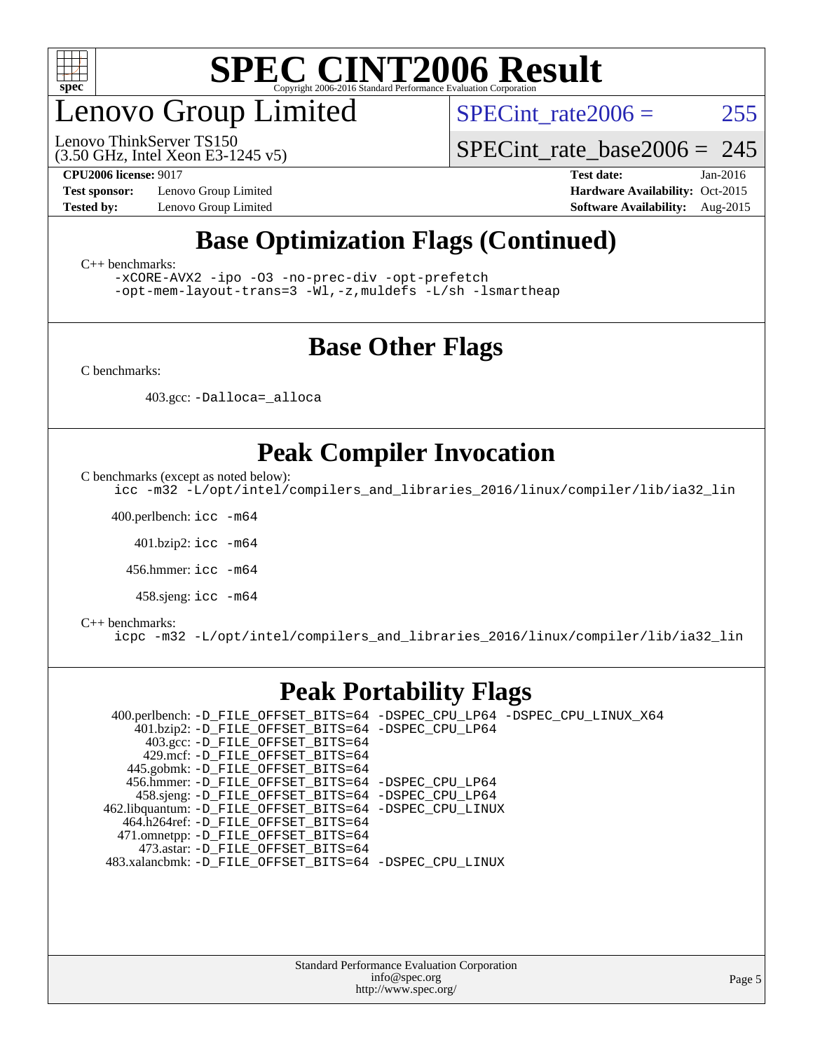# Base Optimization Flags (Continued)

C++ benchmarks:

```
-xCORE-AVX2 -ipo -O3 -no-prec-div -opt-prefetch
-opt-mem-layout-trans=3 -Wl,-z,muldefs -L/sh -lsmartheap
```

# Base Other Flags

C benchmarks:

403.gcc: `-Dalloca=_alloca`

# Peak Compiler Invocation

C benchmarks (except as noted below):

```
icc -m32 -L/opt/intel/compilers_and_libraries_2016/linux/compiler/lib/ia32_lin
```

400.perlbench: `icc -m64`

401.bzip2: `icc -m64`

456.hmmer: `icc -m64`

458.sjeng: `icc -m64`

C++ benchmarks:

```
icpc -m32 -L/opt/intel/compilers_and_libraries_2016/linux/compiler/lib/ia32_lin
```

# Peak Portability Flags

400.perlbench: `-D_FILE_OFFSET_BITS=64 -DSPEC_CPU_LP64 -DSPEC_CPU_LINUX_X64`
401.bzip2: `-D_FILE_OFFSET_BITS=64 -DSPEC_CPU_LP64`
403.gcc: `-D_FILE_OFFSET_BITS=64`
429.mcf: `-D_FILE_OFFSET_BITS=64`
445.gobmk: `-D_FILE_OFFSET_BITS=64`
456.hmmer: `-D_FILE_OFFSET_BITS=64 -DSPEC_CPU_LP64`
458.sjeng: `-D_FILE_OFFSET_BITS=64 -DSPEC_CPU_LP64`
462.libquantum: `-D_FILE_OFFSET_BITS=64 -DSPEC_CPU_LINUX`
464.h264ref: `-D_FILE_OFFSET_BITS=64`
471.omnetpp: `-D_FILE_OFFSET_BITS=64`
473.astar: `-D_FILE_OFFSET_BITS=64`
483.xalancbmk: `-D_FILE_OFFSET_BITS=64 -DSPEC_CPU_LINUX`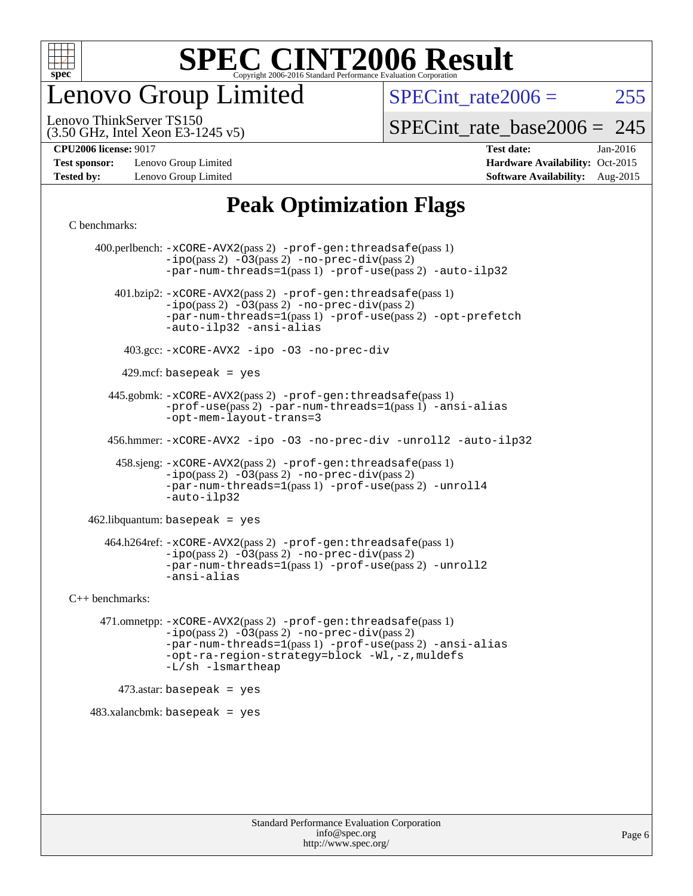# SPEC CINT2006 Result

Copyright 2006-2016 Standard Performance Evaluation Corporation

# Lenovo Group Limited

Lenovo ThinkServer TS150
(3.50 GHz, Intel Xeon E3-1245 v5)

SPECint_rate2006 = 255

SPECint_rate_base2006 = 245

| | | | |
|---|---|---|---|
| **CPU2006 license:** 9017 | | **Test date:** | Jan-2016 |
| **Test sponsor:** | Lenovo Group Limited | **Hardware Availability:** | Oct-2015 |
| **Tested by:** | Lenovo Group Limited | **Software Availability:** | Aug-2015 |

## Peak Optimization Flags

C benchmarks:

400.perlbench: -xCORE-AVX2(pass 2) -prof-gen:threadsafe(pass 1) -ipo(pass 2) -O3(pass 2) -no-prec-div(pass 2) -par-num-threads=1(pass 1) -prof-use(pass 2) -auto-ilp32

401.bzip2: -xCORE-AVX2(pass 2) -prof-gen:threadsafe(pass 1) -ipo(pass 2) -O3(pass 2) -no-prec-div(pass 2) -par-num-threads=1(pass 1) -prof-use(pass 2) -opt-prefetch -auto-ilp32 -ansi-alias

403.gcc: -xCORE-AVX2 -ipo -O3 -no-prec-div

429.mcf: basepeak = yes

445.gobmk: -xCORE-AVX2(pass 2) -prof-gen:threadsafe(pass 1) -prof-use(pass 2) -par-num-threads=1(pass 1) -ansi-alias -opt-mem-layout-trans=3

456.hmmer: -xCORE-AVX2 -ipo -O3 -no-prec-div -unroll2 -auto-ilp32

458.sjeng: -xCORE-AVX2(pass 2) -prof-gen:threadsafe(pass 1) -ipo(pass 2) -O3(pass 2) -no-prec-div(pass 2) -par-num-threads=1(pass 1) -prof-use(pass 2) -unroll4 -auto-ilp32

462.libquantum: basepeak = yes

464.h264ref: -xCORE-AVX2(pass 2) -prof-gen:threadsafe(pass 1) -ipo(pass 2) -O3(pass 2) -no-prec-div(pass 2) -par-num-threads=1(pass 1) -prof-use(pass 2) -unroll2 -ansi-alias

C++ benchmarks:

471.omnetpp: -xCORE-AVX2(pass 2) -prof-gen:threadsafe(pass 1) -ipo(pass 2) -O3(pass 2) -no-prec-div(pass 2) -par-num-threads=1(pass 1) -prof-use(pass 2) -ansi-alias -opt-ra-region-strategy=block -Wl,-z,muldefs -L/sh -lsmartheap

473.astar: basepeak = yes

483.xalancbmk: basepeak = yes

Standard Performance Evaluation Corporation
info@spec.org
http://www.spec.org/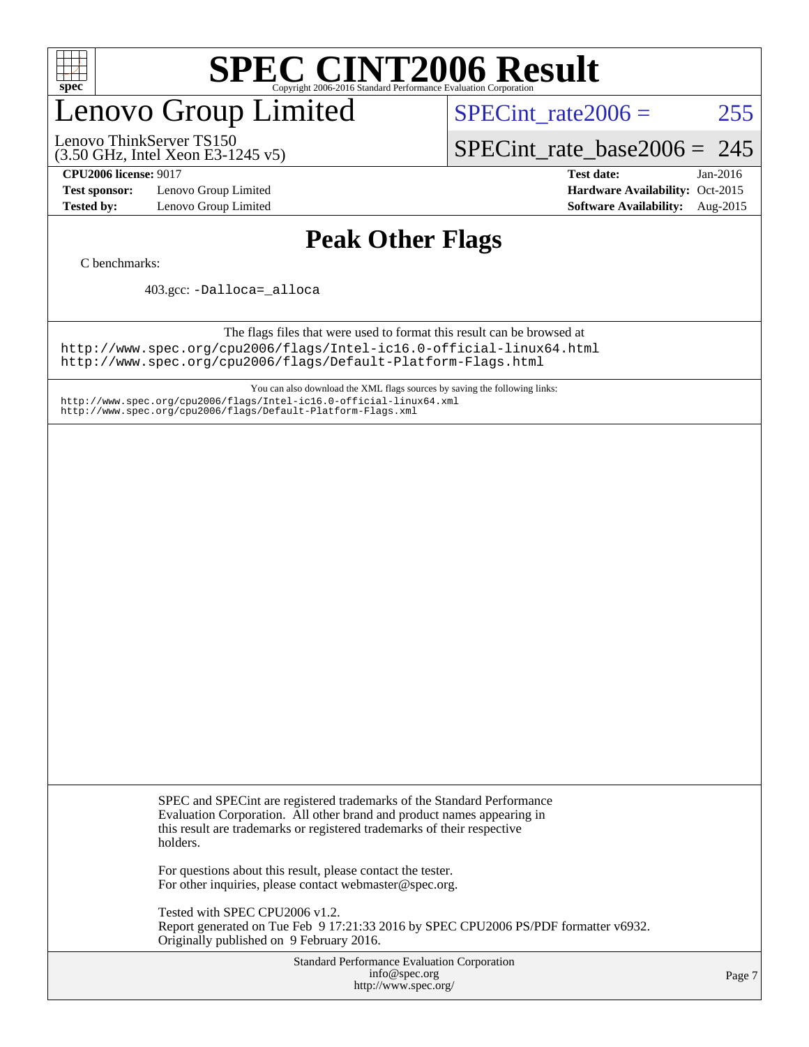# SPEC CINT2006 Result

Copyright 2006-2016 Standard Performance Evaluation Corporation

## Lenovo Group Limited

Lenovo ThinkServer TS150
(3.50 GHz, Intel Xeon E3-1245 v5)

SPECint_rate2006 = 255

SPECint_rate_base2006 = 245

**CPU2006 license:** 9017
**Test sponsor:** Lenovo Group Limited
**Tested by:** Lenovo Group Limited

**Test date:** Jan-2016
**Hardware Availability:** Oct-2015
**Software Availability:** Aug-2015

## Peak Other Flags

C benchmarks:

403.gcc: -Dalloca=_alloca

The flags files that were used to format this result can be browsed at
http://www.spec.org/cpu2006/flags/Intel-ic16.0-official-linux64.html
http://www.spec.org/cpu2006/flags/Default-Platform-Flags.html

You can also download the XML flags sources by saving the following links:
http://www.spec.org/cpu2006/flags/Intel-ic16.0-official-linux64.xml
http://www.spec.org/cpu2006/flags/Default-Platform-Flags.xml

SPEC and SPECint are registered trademarks of the Standard Performance Evaluation Corporation. All other brand and product names appearing in this result are trademarks or registered trademarks of their respective holders.

For questions about this result, please contact the tester.
For other inquiries, please contact webmaster@spec.org.

Tested with SPEC CPU2006 v1.2.
Report generated on Tue Feb 9 17:21:33 2016 by SPEC CPU2006 PS/PDF formatter v6932.
Originally published on 9 February 2016.

Standard Performance Evaluation Corporation
info@spec.org
http://www.spec.org/